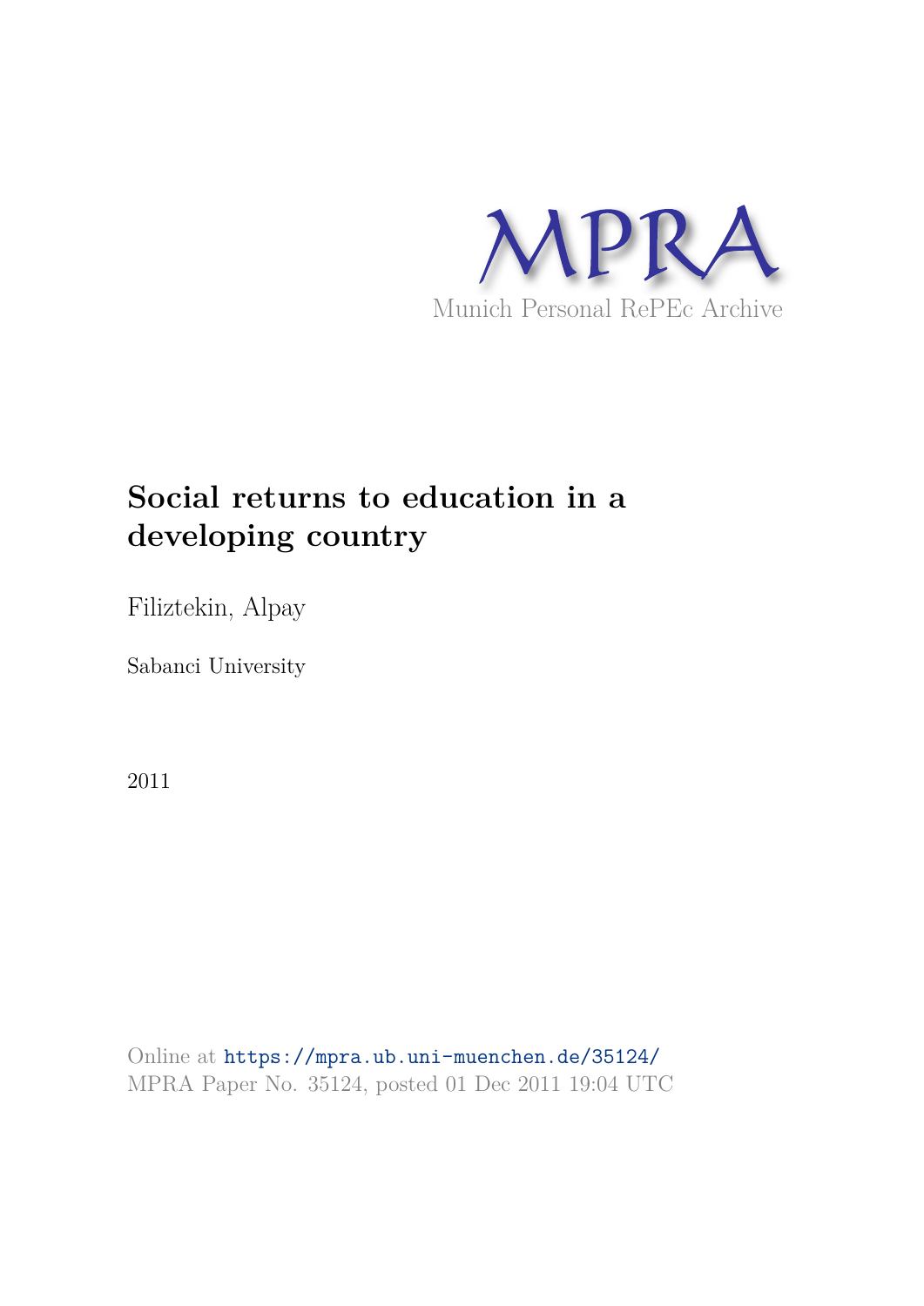MPRA

Munich Personal RePEc Archive

# Social returns to education in a developing country

Filiztekin, Alpay

Sabanci University

2011

Online at https://mpra.ub.uni-muenchen.de/35124/
MPRA Paper No. 35124, posted 01 Dec 2011 19:04 UTC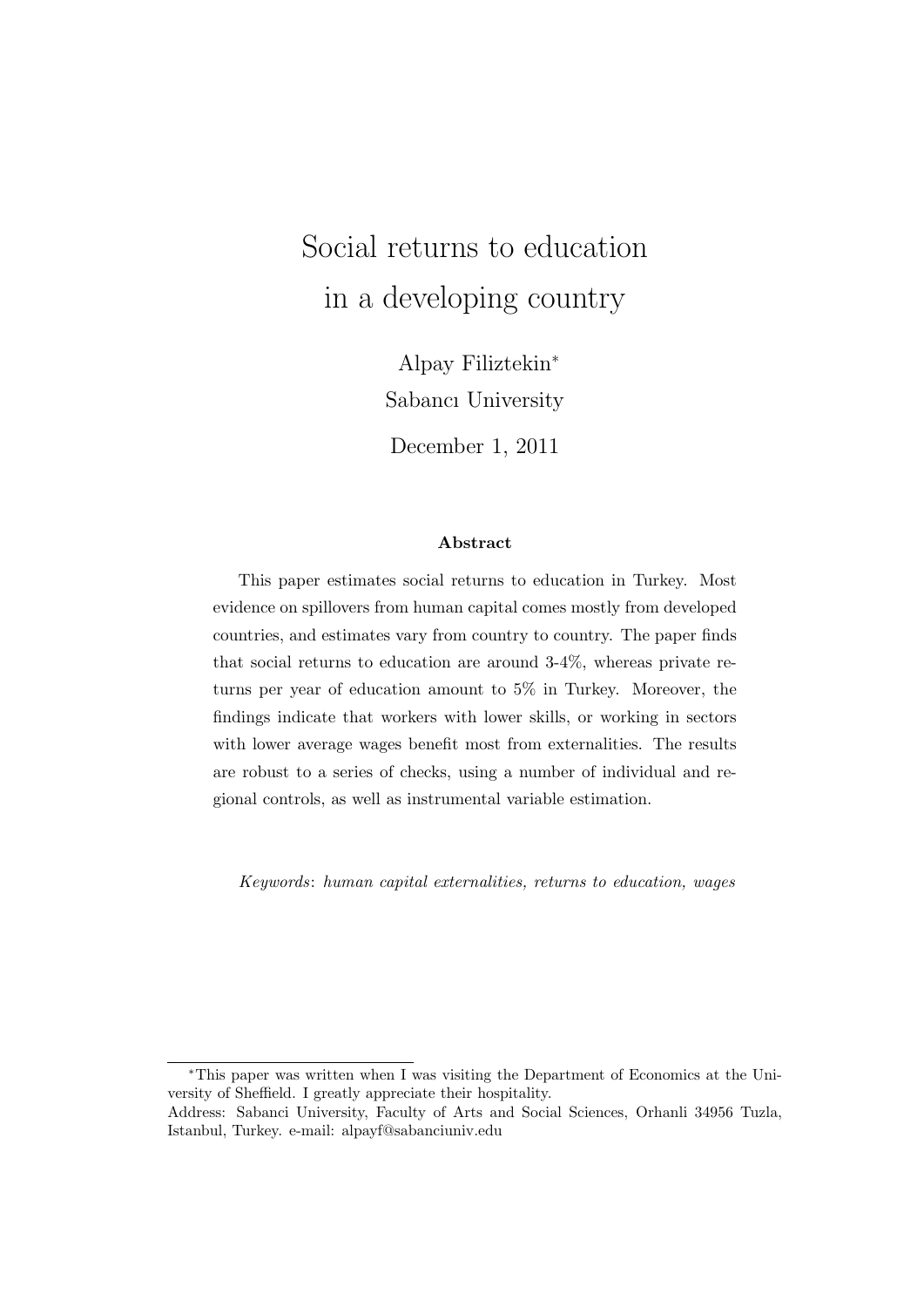# Social returns to education in a developing country

Alpay Filiztekin*

Sabancı University

December 1, 2011

### Abstract

This paper estimates social returns to education in Turkey. Most evidence on spillovers from human capital comes mostly from developed countries, and estimates vary from country to country. The paper finds that social returns to education are around 3-4%, whereas private returns per year of education amount to 5% in Turkey. Moreover, the findings indicate that workers with lower skills, or working in sectors with lower average wages benefit most from externalities. The results are robust to a series of checks, using a number of individual and regional controls, as well as instrumental variable estimation.

*Keywords*: *human capital externalities, returns to education, wages*

---

*This paper was written when I was visiting the Department of Economics at the University of Sheffield. I greatly appreciate their hospitality.

Address: Sabanci University, Faculty of Arts and Social Sciences, Orhanli 34956 Tuzla, Istanbul, Turkey. e-mail: alpayf@sabanciuniv.edu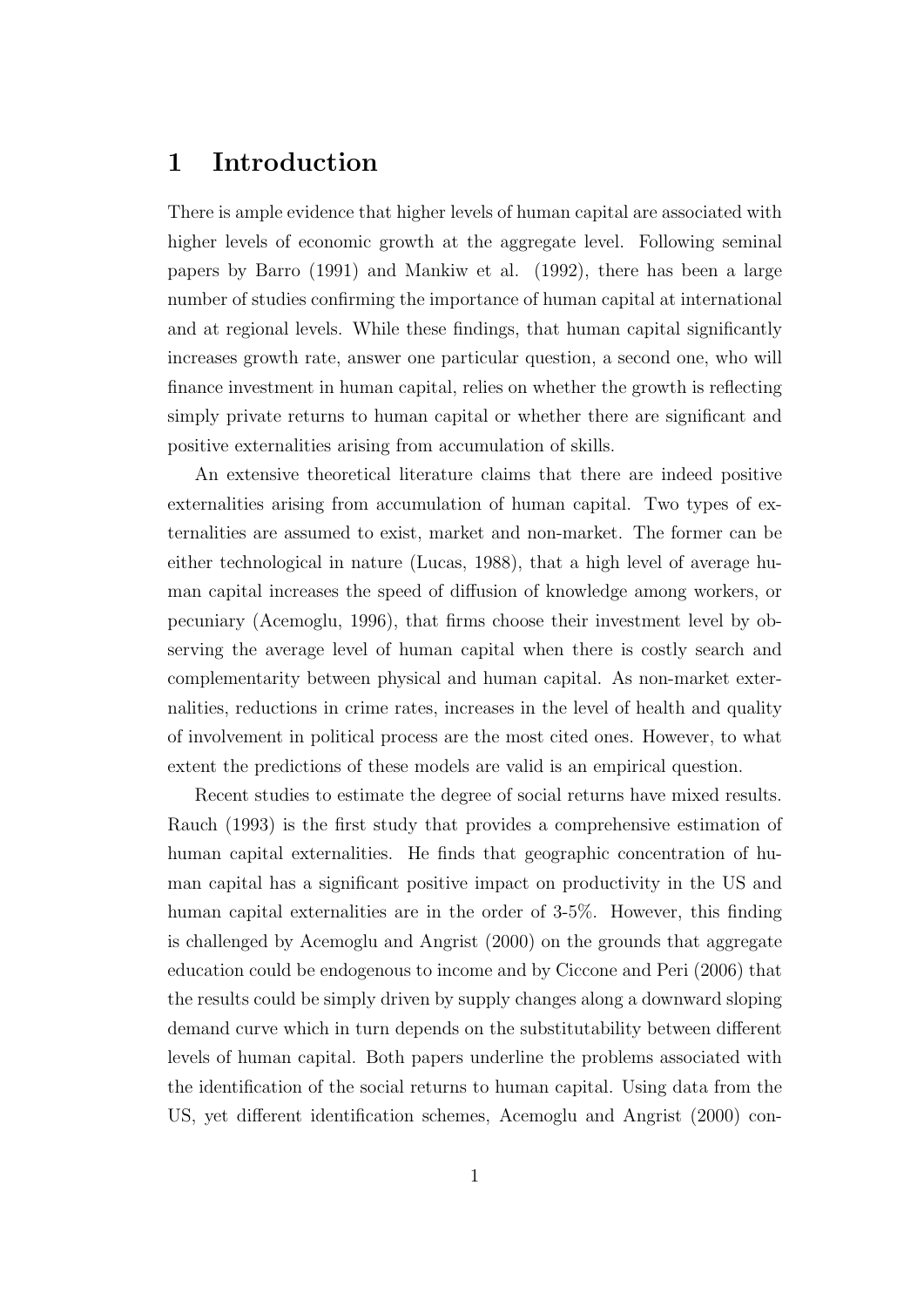# 1 Introduction

There is ample evidence that higher levels of human capital are associated with higher levels of economic growth at the aggregate level. Following seminal papers by Barro (1991) and Mankiw et al. (1992), there has been a large number of studies confirming the importance of human capital at international and at regional levels. While these findings, that human capital significantly increases growth rate, answer one particular question, a second one, who will finance investment in human capital, relies on whether the growth is reflecting simply private returns to human capital or whether there are significant and positive externalities arising from accumulation of skills.

An extensive theoretical literature claims that there are indeed positive externalities arising from accumulation of human capital. Two types of externalities are assumed to exist, market and non-market. The former can be either technological in nature (Lucas, 1988), that a high level of average human capital increases the speed of diffusion of knowledge among workers, or pecuniary (Acemoglu, 1996), that firms choose their investment level by observing the average level of human capital when there is costly search and complementarity between physical and human capital. As non-market externalities, reductions in crime rates, increases in the level of health and quality of involvement in political process are the most cited ones. However, to what extent the predictions of these models are valid is an empirical question.

Recent studies to estimate the degree of social returns have mixed results. Rauch (1993) is the first study that provides a comprehensive estimation of human capital externalities. He finds that geographic concentration of human capital has a significant positive impact on productivity in the US and human capital externalities are in the order of 3-5%. However, this finding is challenged by Acemoglu and Angrist (2000) on the grounds that aggregate education could be endogenous to income and by Ciccone and Peri (2006) that the results could be simply driven by supply changes along a downward sloping demand curve which in turn depends on the substitutability between different levels of human capital. Both papers underline the problems associated with the identification of the social returns to human capital. Using data from the US, yet different identification schemes, Acemoglu and Angrist (2000) con-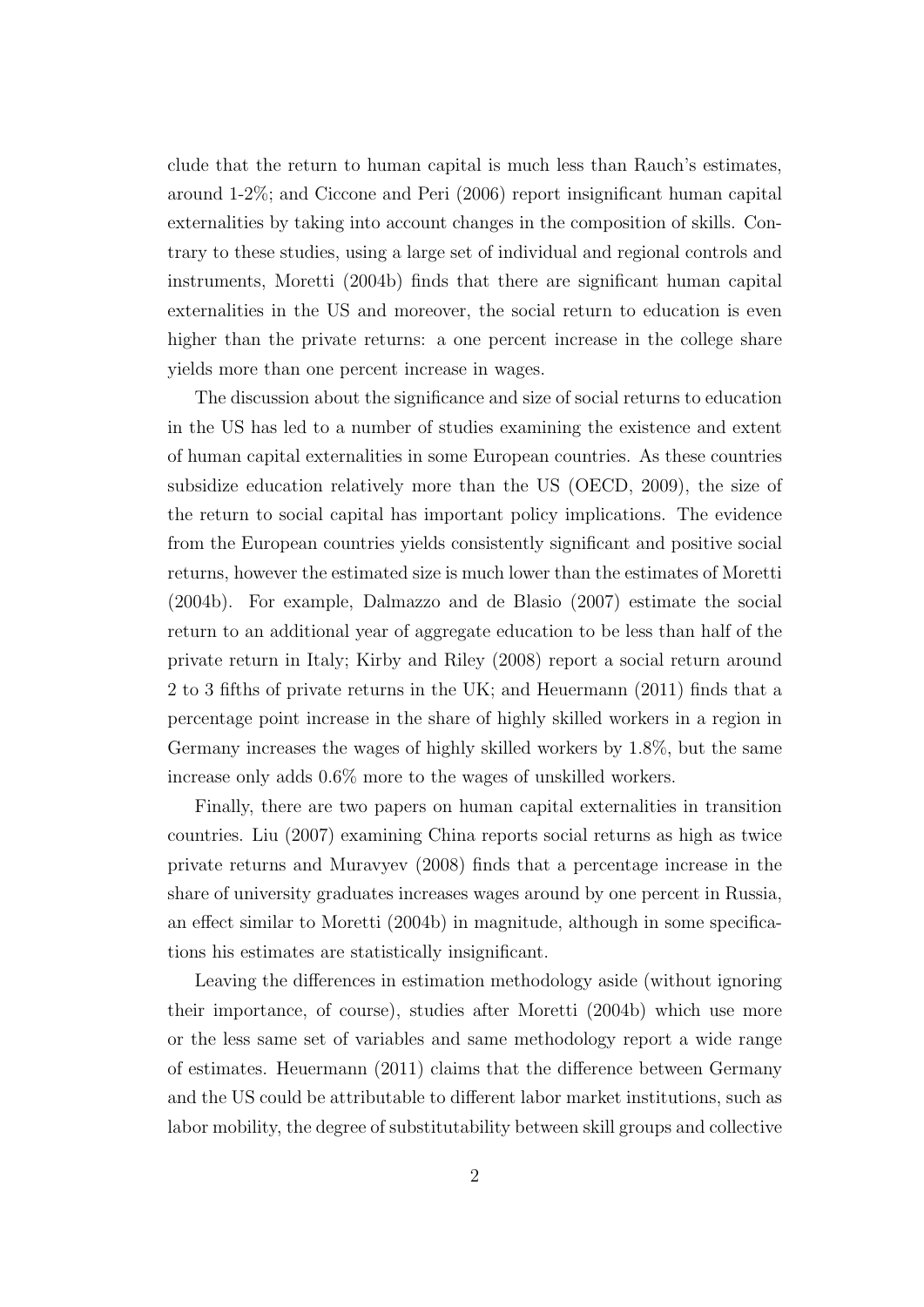clude that the return to human capital is much less than Rauch's estimates, around 1-2%; and Ciccone and Peri (2006) report insignificant human capital externalities by taking into account changes in the composition of skills. Contrary to these studies, using a large set of individual and regional controls and instruments, Moretti (2004b) finds that there are significant human capital externalities in the US and moreover, the social return to education is even higher than the private returns: a one percent increase in the college share yields more than one percent increase in wages.

The discussion about the significance and size of social returns to education in the US has led to a number of studies examining the existence and extent of human capital externalities in some European countries. As these countries subsidize education relatively more than the US (OECD, 2009), the size of the return to social capital has important policy implications. The evidence from the European countries yields consistently significant and positive social returns, however the estimated size is much lower than the estimates of Moretti (2004b). For example, Dalmazzo and de Blasio (2007) estimate the social return to an additional year of aggregate education to be less than half of the private return in Italy; Kirby and Riley (2008) report a social return around 2 to 3 fifths of private returns in the UK; and Heuermann (2011) finds that a percentage point increase in the share of highly skilled workers in a region in Germany increases the wages of highly skilled workers by 1.8%, but the same increase only adds 0.6% more to the wages of unskilled workers.

Finally, there are two papers on human capital externalities in transition countries. Liu (2007) examining China reports social returns as high as twice private returns and Muravyev (2008) finds that a percentage increase in the share of university graduates increases wages around by one percent in Russia, an effect similar to Moretti (2004b) in magnitude, although in some specifications his estimates are statistically insignificant.

Leaving the differences in estimation methodology aside (without ignoring their importance, of course), studies after Moretti (2004b) which use more or the less same set of variables and same methodology report a wide range of estimates. Heuermann (2011) claims that the difference between Germany and the US could be attributable to different labor market institutions, such as labor mobility, the degree of substitutability between skill groups and collective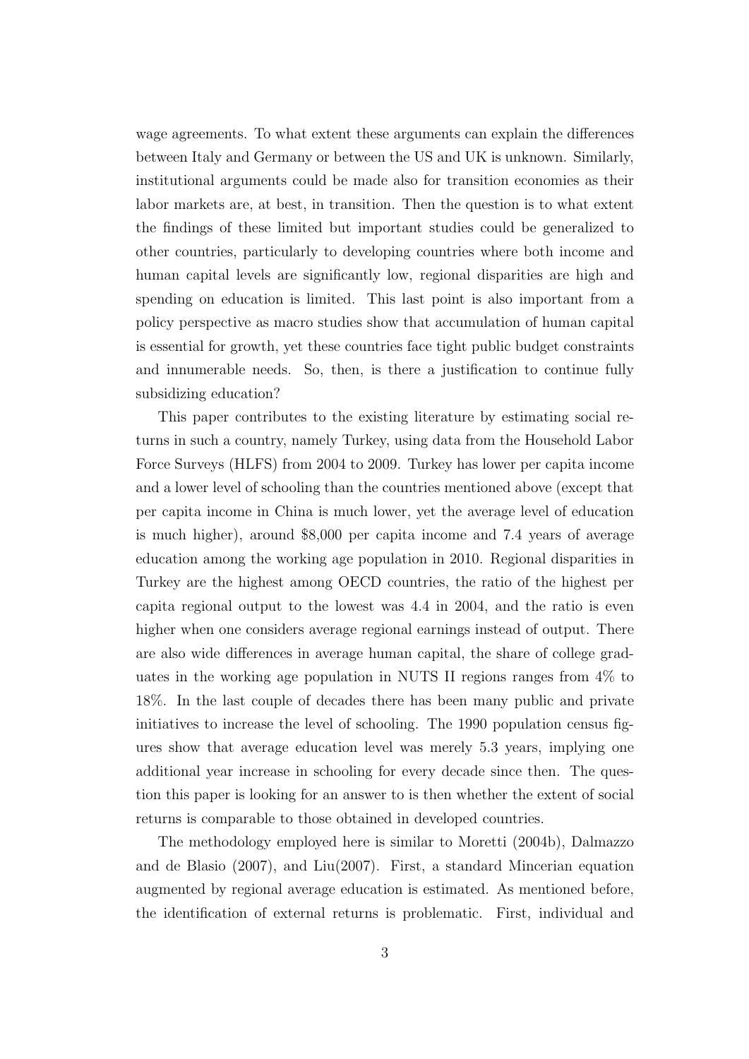wage agreements. To what extent these arguments can explain the differences between Italy and Germany or between the US and UK is unknown. Similarly, institutional arguments could be made also for transition economies as their labor markets are, at best, in transition. Then the question is to what extent the findings of these limited but important studies could be generalized to other countries, particularly to developing countries where both income and human capital levels are significantly low, regional disparities are high and spending on education is limited. This last point is also important from a policy perspective as macro studies show that accumulation of human capital is essential for growth, yet these countries face tight public budget constraints and innumerable needs. So, then, is there a justification to continue fully subsidizing education?

This paper contributes to the existing literature by estimating social returns in such a country, namely Turkey, using data from the Household Labor Force Surveys (HLFS) from 2004 to 2009. Turkey has lower per capita income and a lower level of schooling than the countries mentioned above (except that per capita income in China is much lower, yet the average level of education is much higher), around \$8,000 per capita income and 7.4 years of average education among the working age population in 2010. Regional disparities in Turkey are the highest among OECD countries, the ratio of the highest per capita regional output to the lowest was 4.4 in 2004, and the ratio is even higher when one considers average regional earnings instead of output. There are also wide differences in average human capital, the share of college graduates in the working age population in NUTS II regions ranges from 4% to 18%. In the last couple of decades there has been many public and private initiatives to increase the level of schooling. The 1990 population census figures show that average education level was merely 5.3 years, implying one additional year increase in schooling for every decade since then. The question this paper is looking for an answer to is then whether the extent of social returns is comparable to those obtained in developed countries.

The methodology employed here is similar to Moretti (2004b), Dalmazzo and de Blasio (2007), and Liu(2007). First, a standard Mincerian equation augmented by regional average education is estimated. As mentioned before, the identification of external returns is problematic. First, individual and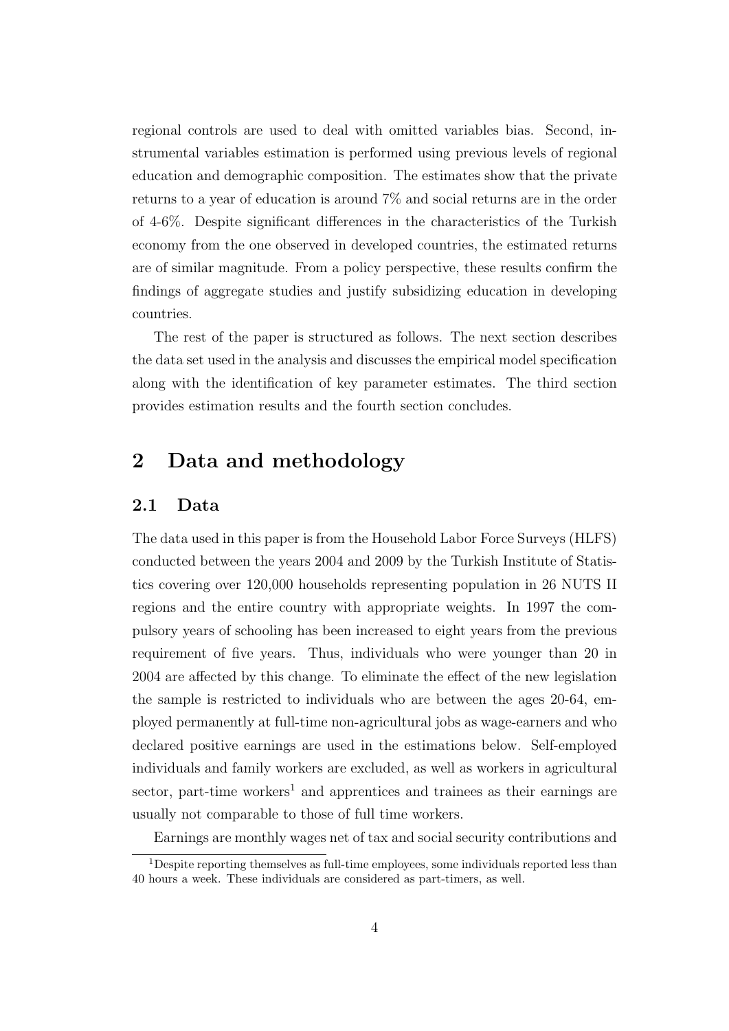regional controls are used to deal with omitted variables bias. Second, instrumental variables estimation is performed using previous levels of regional education and demographic composition. The estimates show that the private returns to a year of education is around 7% and social returns are in the order of 4-6%. Despite significant differences in the characteristics of the Turkish economy from the one observed in developed countries, the estimated returns are of similar magnitude. From a policy perspective, these results confirm the findings of aggregate studies and justify subsidizing education in developing countries.

The rest of the paper is structured as follows. The next section describes the data set used in the analysis and discusses the empirical model specification along with the identification of key parameter estimates. The third section provides estimation results and the fourth section concludes.

# 2 Data and methodology

## 2.1 Data

The data used in this paper is from the Household Labor Force Surveys (HLFS) conducted between the years 2004 and 2009 by the Turkish Institute of Statistics covering over 120,000 households representing population in 26 NUTS II regions and the entire country with appropriate weights. In 1997 the compulsory years of schooling has been increased to eight years from the previous requirement of five years. Thus, individuals who were younger than 20 in 2004 are affected by this change. To eliminate the effect of the new legislation the sample is restricted to individuals who are between the ages 20-64, employed permanently at full-time non-agricultural jobs as wage-earners and who declared positive earnings are used in the estimations below. Self-employed individuals and family workers are excluded, as well as workers in agricultural sector, part-time workers[1] and apprentices and trainees as their earnings are usually not comparable to those of full time workers.

Earnings are monthly wages net of tax and social security contributions and

[1] Despite reporting themselves as full-time employees, some individuals reported less than 40 hours a week. These individuals are considered as part-timers, as well.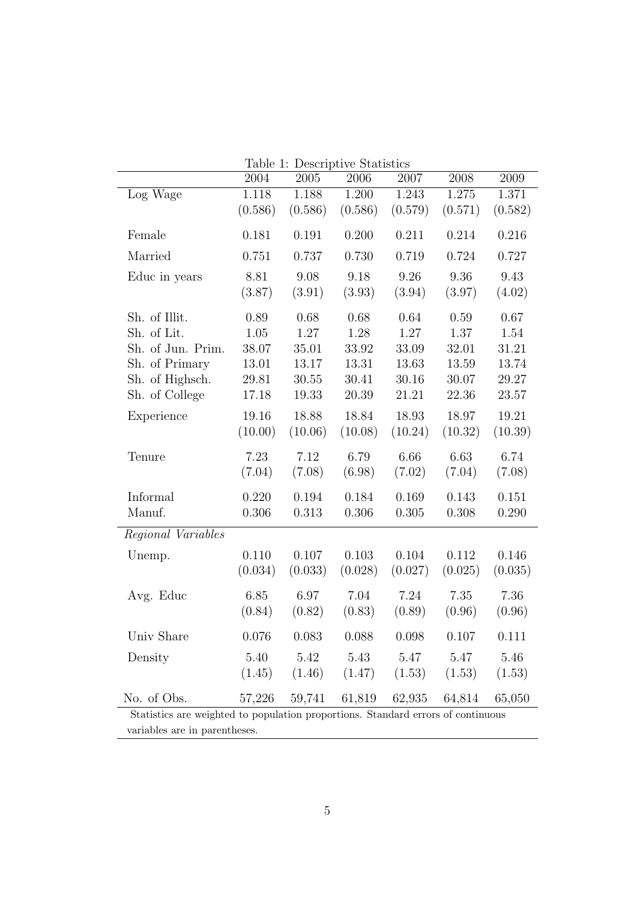Table 1: Descriptive Statistics

| | 2004 | 2005 | 2006 | 2007 | 2008 | 2009 |
|---|---|---|---|---|---|---|
| Log Wage | 1.118 | 1.188 | 1.200 | 1.243 | 1.275 | 1.371 |
| | (0.586) | (0.586) | (0.586) | (0.579) | (0.571) | (0.582) |
| Female | 0.181 | 0.191 | 0.200 | 0.211 | 0.214 | 0.216 |
| Married | 0.751 | 0.737 | 0.730 | 0.719 | 0.724 | 0.727 |
| Educ in years | 8.81 | 9.08 | 9.18 | 9.26 | 9.36 | 9.43 |
| | (3.87) | (3.91) | (3.93) | (3.94) | (3.97) | (4.02) |
| Sh. of Illit. | 0.89 | 0.68 | 0.68 | 0.64 | 0.59 | 0.67 |
| Sh. of Lit. | 1.05 | 1.27 | 1.28 | 1.27 | 1.37 | 1.54 |
| Sh. of Jun. Prim. | 38.07 | 35.01 | 33.92 | 33.09 | 32.01 | 31.21 |
| Sh. of Primary | 13.01 | 13.17 | 13.31 | 13.63 | 13.59 | 13.74 |
| Sh. of Highsch. | 29.81 | 30.55 | 30.41 | 30.16 | 30.07 | 29.27 |
| Sh. of College | 17.18 | 19.33 | 20.39 | 21.21 | 22.36 | 23.57 |
| Experience | 19.16 | 18.88 | 18.84 | 18.93 | 18.97 | 19.21 |
| | (10.00) | (10.06) | (10.08) | (10.24) | (10.32) | (10.39) |
| Tenure | 7.23 | 7.12 | 6.79 | 6.66 | 6.63 | 6.74 |
| | (7.04) | (7.08) | (6.98) | (7.02) | (7.04) | (7.08) |
| Informal | 0.220 | 0.194 | 0.184 | 0.169 | 0.143 | 0.151 |
| Manuf. | 0.306 | 0.313 | 0.306 | 0.305 | 0.308 | 0.290 |
| *Regional Variables* | | | | | | |
| Unemp. | 0.110 | 0.107 | 0.103 | 0.104 | 0.112 | 0.146 |
| | (0.034) | (0.033) | (0.028) | (0.027) | (0.025) | (0.035) |
| Avg. Educ | 6.85 | 6.97 | 7.04 | 7.24 | 7.35 | 7.36 |
| | (0.84) | (0.82) | (0.83) | (0.89) | (0.96) | (0.96) |
| Univ Share | 0.076 | 0.083 | 0.088 | 0.098 | 0.107 | 0.111 |
| Density | 5.40 | 5.42 | 5.43 | 5.47 | 5.47 | 5.46 |
| | (1.45) | (1.46) | (1.47) | (1.53) | (1.53) | (1.53) |
| No. of Obs. | 57,226 | 59,741 | 61,819 | 62,935 | 64,814 | 65,050 |

Statistics are weighted to population proportions. Standard errors of continuous variables are in parentheses.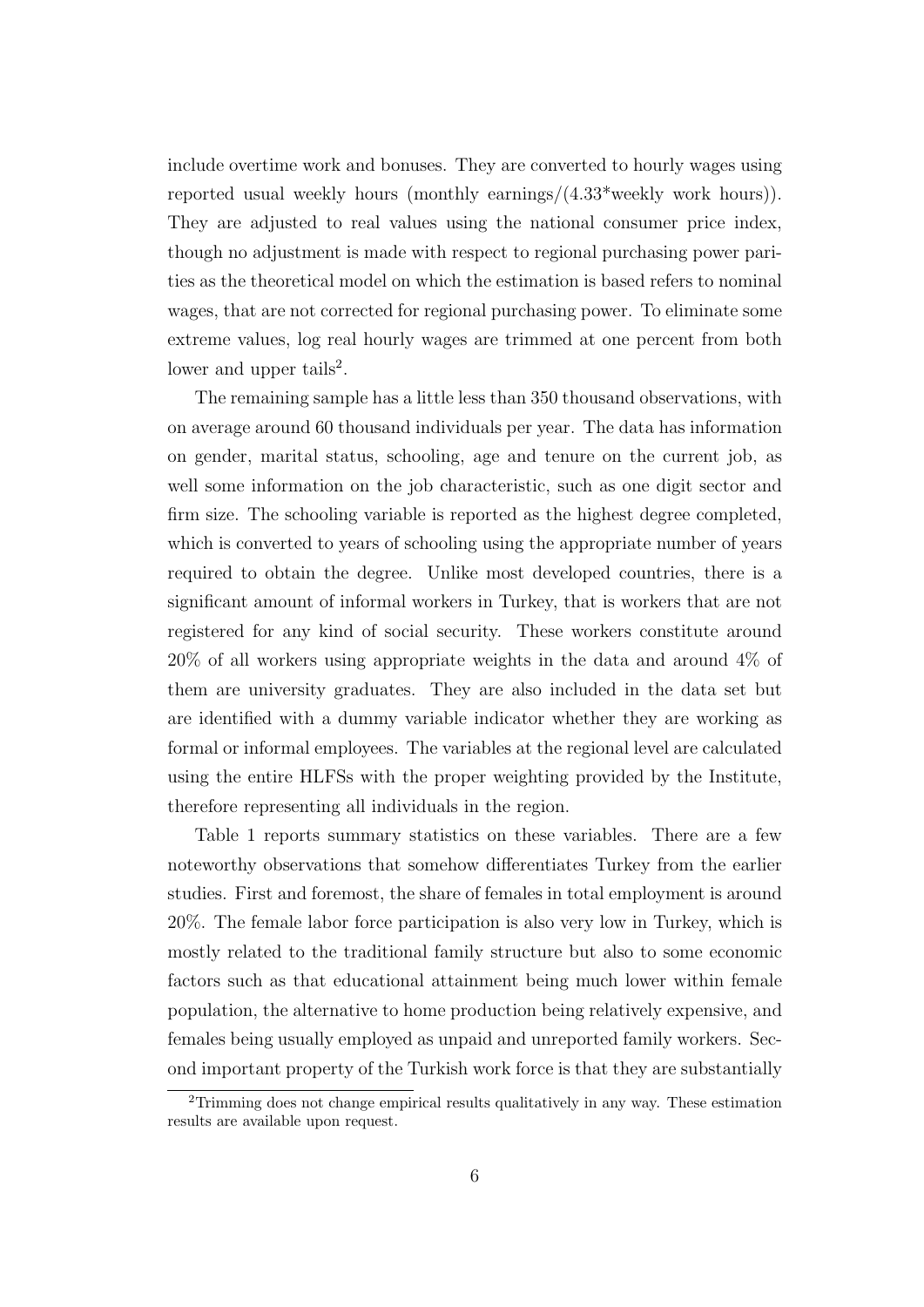include overtime work and bonuses. They are converted to hourly wages using reported usual weekly hours (monthly earnings/(4.33*weekly work hours)). They are adjusted to real values using the national consumer price index, though no adjustment is made with respect to regional purchasing power parities as the theoretical model on which the estimation is based refers to nominal wages, that are not corrected for regional purchasing power. To eliminate some extreme values, log real hourly wages are trimmed at one percent from both lower and upper tails[2].

The remaining sample has a little less than 350 thousand observations, with on average around 60 thousand individuals per year. The data has information on gender, marital status, schooling, age and tenure on the current job, as well some information on the job characteristic, such as one digit sector and firm size. The schooling variable is reported as the highest degree completed, which is converted to years of schooling using the appropriate number of years required to obtain the degree. Unlike most developed countries, there is a significant amount of informal workers in Turkey, that is workers that are not registered for any kind of social security. These workers constitute around 20% of all workers using appropriate weights in the data and around 4% of them are university graduates. They are also included in the data set but are identified with a dummy variable indicator whether they are working as formal or informal employees. The variables at the regional level are calculated using the entire HLFSs with the proper weighting provided by the Institute, therefore representing all individuals in the region.

Table 1 reports summary statistics on these variables. There are a few noteworthy observations that somehow differentiates Turkey from the earlier studies. First and foremost, the share of females in total employment is around 20%. The female labor force participation is also very low in Turkey, which is mostly related to the traditional family structure but also to some economic factors such as that educational attainment being much lower within female population, the alternative to home production being relatively expensive, and females being usually employed as unpaid and unreported family workers. Second important property of the Turkish work force is that they are substantially

[2] Trimming does not change empirical results qualitatively in any way. These estimation results are available upon request.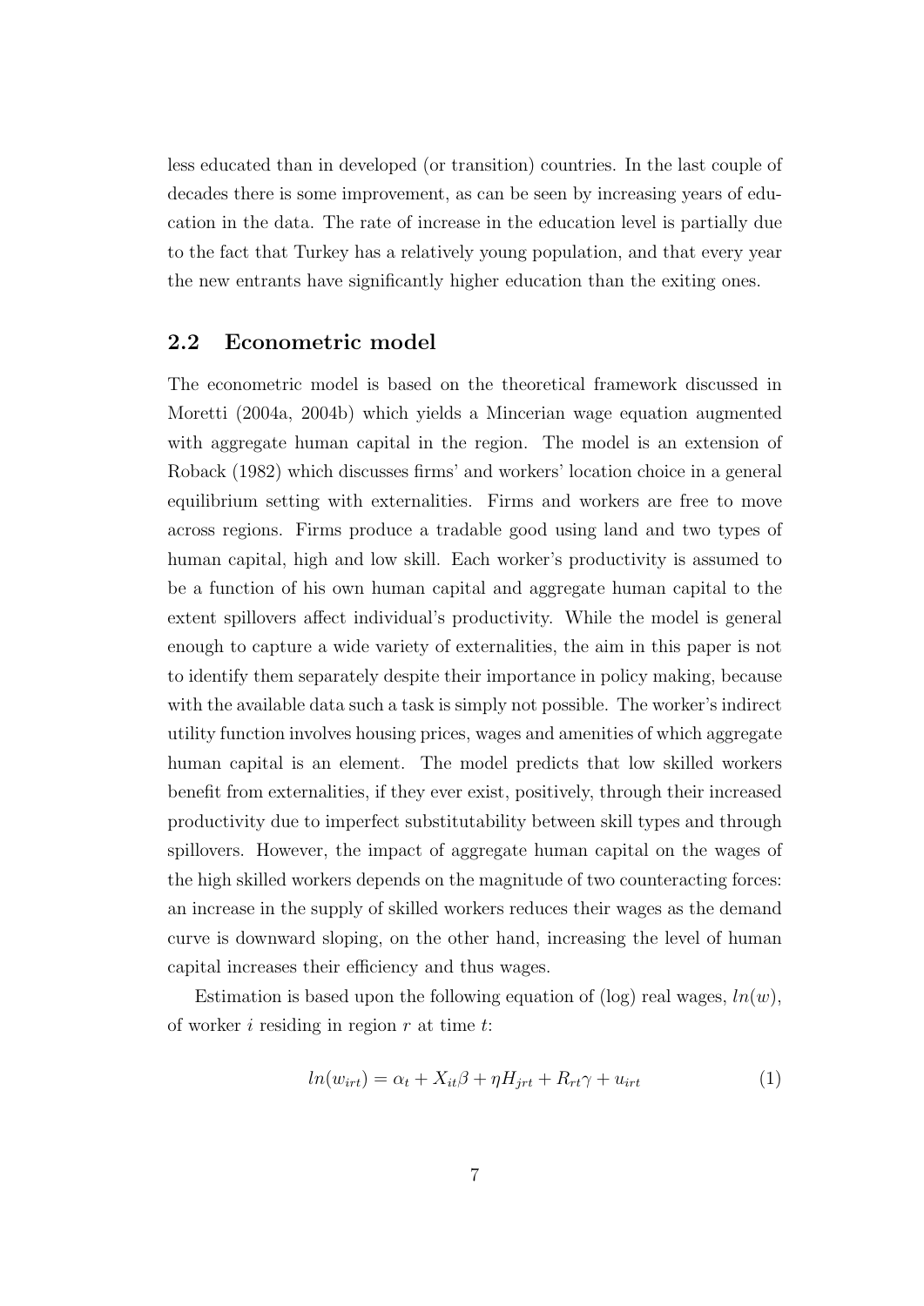less educated than in developed (or transition) countries. In the last couple of decades there is some improvement, as can be seen by increasing years of education in the data. The rate of increase in the education level is partially due to the fact that Turkey has a relatively young population, and that every year the new entrants have significantly higher education than the exiting ones.

## 2.2 Econometric model

The econometric model is based on the theoretical framework discussed in Moretti (2004a, 2004b) which yields a Mincerian wage equation augmented with aggregate human capital in the region. The model is an extension of Roback (1982) which discusses firms' and workers' location choice in a general equilibrium setting with externalities. Firms and workers are free to move across regions. Firms produce a tradable good using land and two types of human capital, high and low skill. Each worker's productivity is assumed to be a function of his own human capital and aggregate human capital to the extent spillovers affect individual's productivity. While the model is general enough to capture a wide variety of externalities, the aim in this paper is not to identify them separately despite their importance in policy making, because with the available data such a task is simply not possible. The worker's indirect utility function involves housing prices, wages and amenities of which aggregate human capital is an element. The model predicts that low skilled workers benefit from externalities, if they ever exist, positively, through their increased productivity due to imperfect substitutability between skill types and through spillovers. However, the impact of aggregate human capital on the wages of the high skilled workers depends on the magnitude of two counteracting forces: an increase in the supply of skilled workers reduces their wages as the demand curve is downward sloping, on the other hand, increasing the level of human capital increases their efficiency and thus wages.

Estimation is based upon the following equation of (log) real wages, $ln(w)$, of worker $i$ residing in region $r$ at time $t$:

$$ln(w_{irt}) = \alpha_t + X_{it}\beta + \eta H_{jrt} + R_{rt}\gamma + u_{irt} \tag{1}$$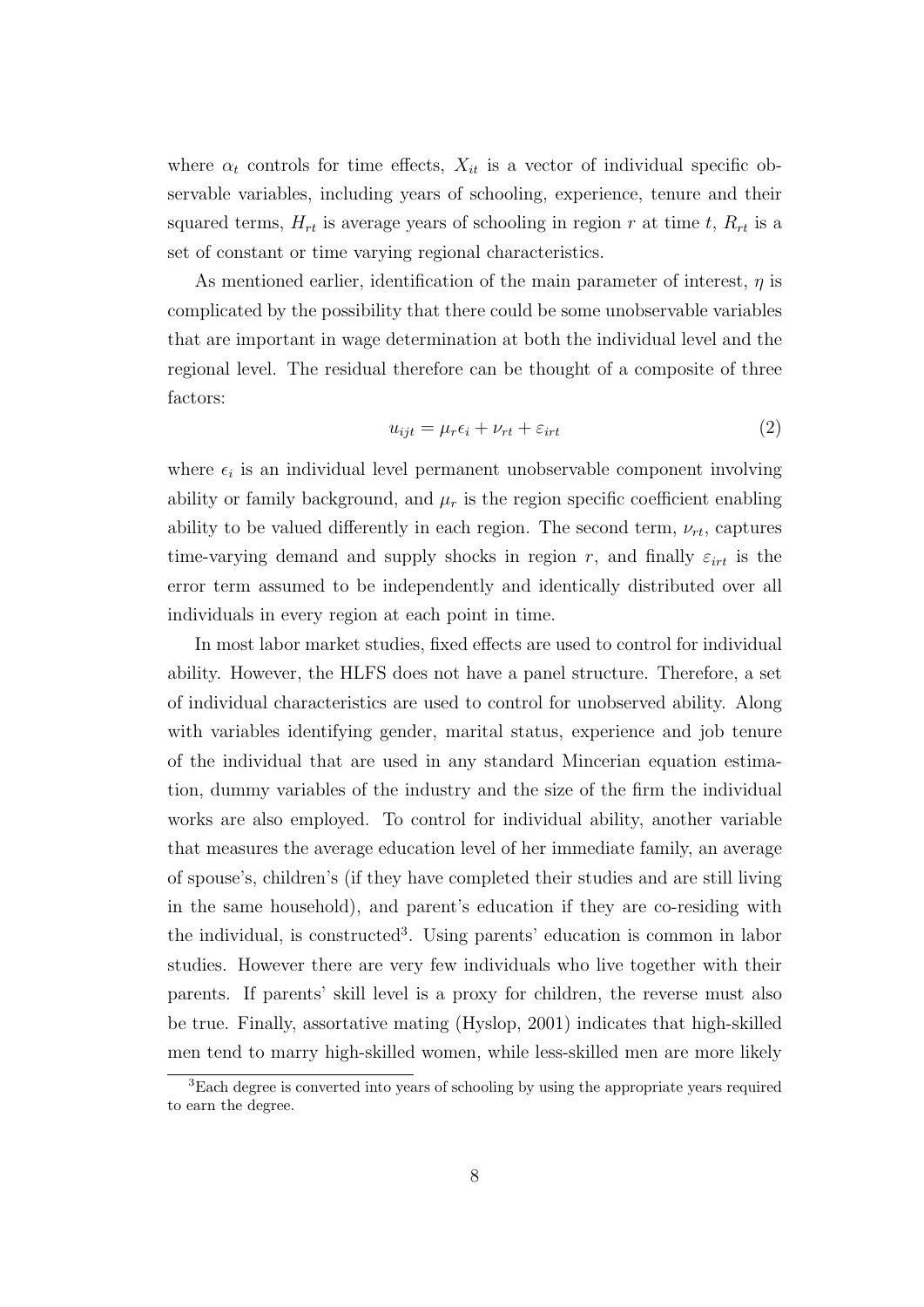where $\alpha_t$ controls for time effects, $X_{it}$ is a vector of individual specific observable variables, including years of schooling, experience, tenure and their squared terms, $H_{rt}$ is average years of schooling in region $r$ at time $t$, $R_{rt}$ is a set of constant or time varying regional characteristics.

As mentioned earlier, identification of the main parameter of interest, $\eta$ is complicated by the possibility that there could be some unobservable variables that are important in wage determination at both the individual level and the regional level. The residual therefore can be thought of a composite of three factors:

$$u_{ijt} = \mu_r \epsilon_i + \nu_{rt} + \varepsilon_{irt} \tag{2}$$

where $\epsilon_i$ is an individual level permanent unobservable component involving ability or family background, and $\mu_r$ is the region specific coefficient enabling ability to be valued differently in each region. The second term, $\nu_{rt}$, captures time-varying demand and supply shocks in region $r$, and finally $\varepsilon_{irt}$ is the error term assumed to be independently and identically distributed over all individuals in every region at each point in time.

In most labor market studies, fixed effects are used to control for individual ability. However, the HLFS does not have a panel structure. Therefore, a set of individual characteristics are used to control for unobserved ability. Along with variables identifying gender, marital status, experience and job tenure of the individual that are used in any standard Mincerian equation estimation, dummy variables of the industry and the size of the firm the individual works are also employed. To control for individual ability, another variable that measures the average education level of her immediate family, an average of spouse's, children's (if they have completed their studies and are still living in the same household), and parent's education if they are co-residing with the individual, is constructed[3]. Using parents' education is common in labor studies. However there are very few individuals who live together with their parents. If parents' skill level is a proxy for children, the reverse must also be true. Finally, assortative mating (Hyslop, 2001) indicates that high-skilled men tend to marry high-skilled women, while less-skilled men are more likely

[3] Each degree is converted into years of schooling by using the appropriate years required to earn the degree.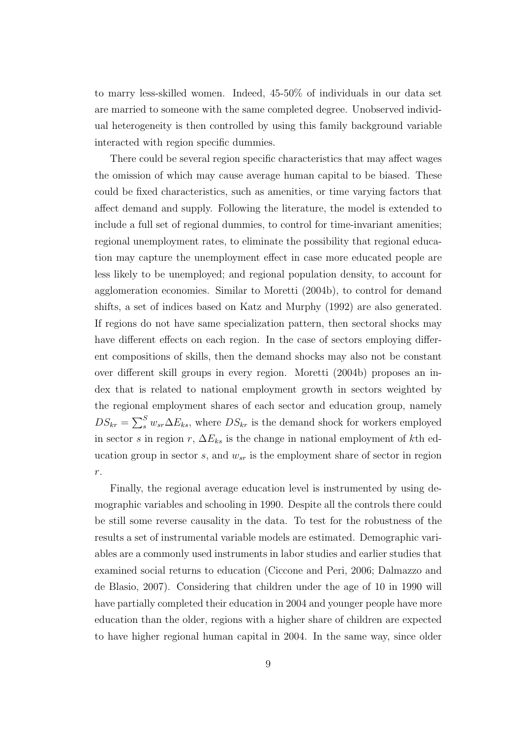to marry less-skilled women. Indeed, 45-50% of individuals in our data set are married to someone with the same completed degree. Unobserved individual heterogeneity is then controlled by using this family background variable interacted with region specific dummies.

There could be several region specific characteristics that may affect wages the omission of which may cause average human capital to be biased. These could be fixed characteristics, such as amenities, or time varying factors that affect demand and supply. Following the literature, the model is extended to include a full set of regional dummies, to control for time-invariant amenities; regional unemployment rates, to eliminate the possibility that regional education may capture the unemployment effect in case more educated people are less likely to be unemployed; and regional population density, to account for agglomeration economies. Similar to Moretti (2004b), to control for demand shifts, a set of indices based on Katz and Murphy (1992) are also generated. If regions do not have same specialization pattern, then sectoral shocks may have different effects on each region. In the case of sectors employing different compositions of skills, then the demand shocks may also not be constant over different skill groups in every region. Moretti (2004b) proposes an index that is related to national employment growth in sectors weighted by the regional employment shares of each sector and education group, namely $DS_{kr} = \sum_{s}^{S} w_{sr} \Delta E_{ks}$, where $DS_{kr}$ is the demand shock for workers employed in sector $s$ in region $r$, $\Delta E_{ks}$ is the change in national employment of $k$th education group in sector $s$, and $w_{sr}$ is the employment share of sector in region $r$.

Finally, the regional average education level is instrumented by using demographic variables and schooling in 1990. Despite all the controls there could be still some reverse causality in the data. To test for the robustness of the results a set of instrumental variable models are estimated. Demographic variables are a commonly used instruments in labor studies and earlier studies that examined social returns to education (Ciccone and Peri, 2006; Dalmazzo and de Blasio, 2007). Considering that children under the age of 10 in 1990 will have partially completed their education in 2004 and younger people have more education than the older, regions with a higher share of children are expected to have higher regional human capital in 2004. In the same way, since older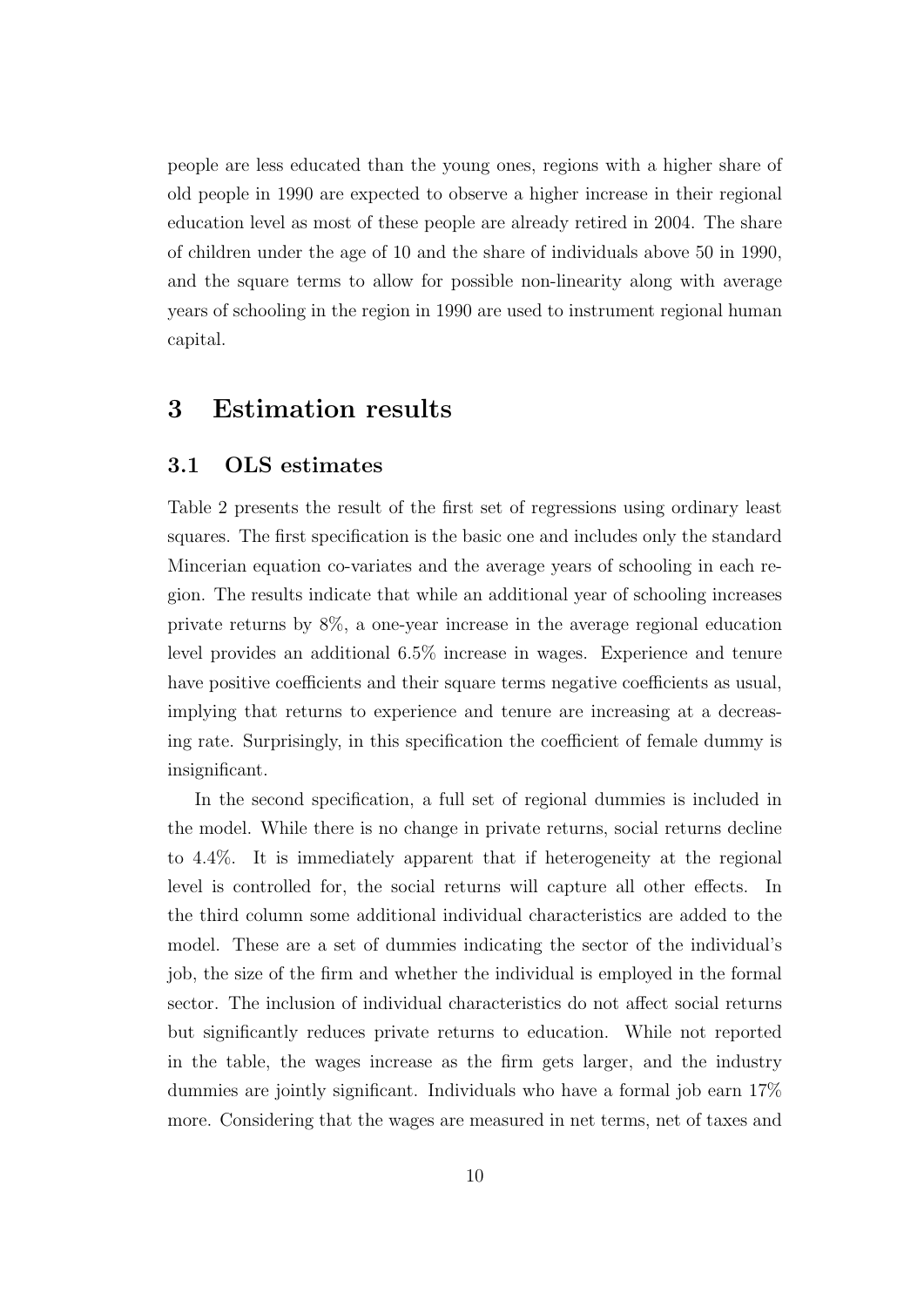people are less educated than the young ones, regions with a higher share of old people in 1990 are expected to observe a higher increase in their regional education level as most of these people are already retired in 2004. The share of children under the age of 10 and the share of individuals above 50 in 1990, and the square terms to allow for possible non-linearity along with average years of schooling in the region in 1990 are used to instrument regional human capital.

# 3 Estimation results

## 3.1 OLS estimates

Table 2 presents the result of the first set of regressions using ordinary least squares. The first specification is the basic one and includes only the standard Mincerian equation co-variates and the average years of schooling in each region. The results indicate that while an additional year of schooling increases private returns by 8%, a one-year increase in the average regional education level provides an additional 6.5% increase in wages. Experience and tenure have positive coefficients and their square terms negative coefficients as usual, implying that returns to experience and tenure are increasing at a decreasing rate. Surprisingly, in this specification the coefficient of female dummy is insignificant.

In the second specification, a full set of regional dummies is included in the model. While there is no change in private returns, social returns decline to 4.4%. It is immediately apparent that if heterogeneity at the regional level is controlled for, the social returns will capture all other effects. In the third column some additional individual characteristics are added to the model. These are a set of dummies indicating the sector of the individual's job, the size of the firm and whether the individual is employed in the formal sector. The inclusion of individual characteristics do not affect social returns but significantly reduces private returns to education. While not reported in the table, the wages increase as the firm gets larger, and the industry dummies are jointly significant. Individuals who have a formal job earn 17% more. Considering that the wages are measured in net terms, net of taxes and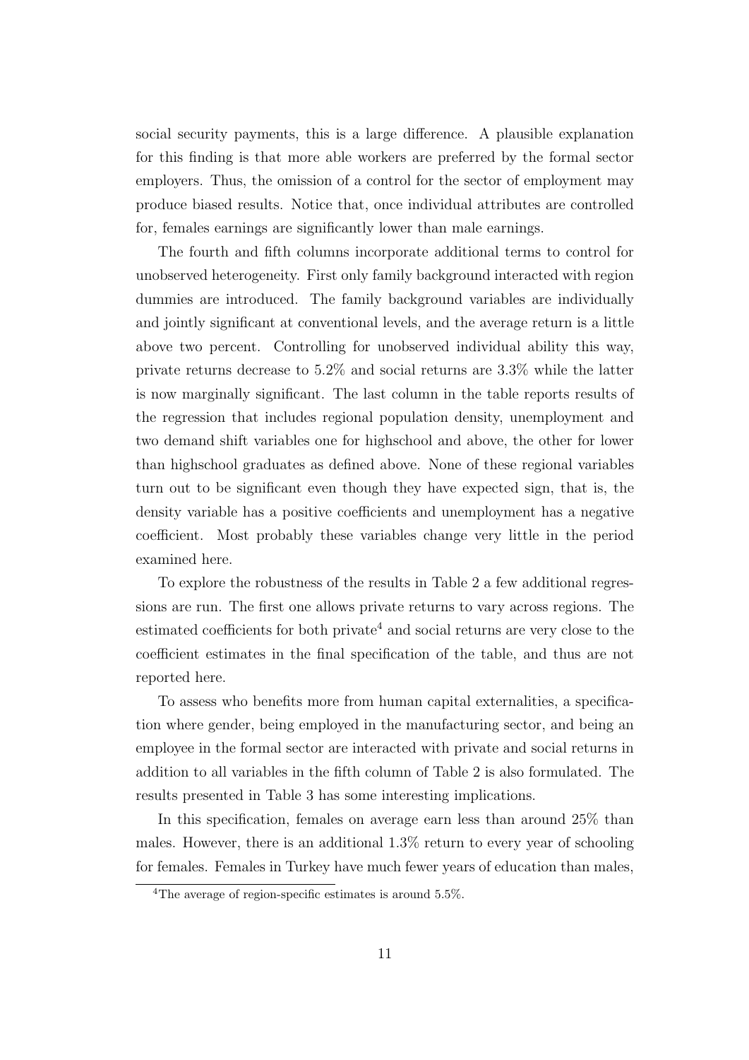social security payments, this is a large difference. A plausible explanation for this finding is that more able workers are preferred by the formal sector employers. Thus, the omission of a control for the sector of employment may produce biased results. Notice that, once individual attributes are controlled for, females earnings are significantly lower than male earnings.

The fourth and fifth columns incorporate additional terms to control for unobserved heterogeneity. First only family background interacted with region dummies are introduced. The family background variables are individually and jointly significant at conventional levels, and the average return is a little above two percent. Controlling for unobserved individual ability this way, private returns decrease to 5.2% and social returns are 3.3% while the latter is now marginally significant. The last column in the table reports results of the regression that includes regional population density, unemployment and two demand shift variables one for highschool and above, the other for lower than highschool graduates as defined above. None of these regional variables turn out to be significant even though they have expected sign, that is, the density variable has a positive coefficients and unemployment has a negative coefficient. Most probably these variables change very little in the period examined here.

To explore the robustness of the results in Table 2 a few additional regressions are run. The first one allows private returns to vary across regions. The estimated coefficients for both private[4] and social returns are very close to the coefficient estimates in the final specification of the table, and thus are not reported here.

To assess who benefits more from human capital externalities, a specification where gender, being employed in the manufacturing sector, and being an employee in the formal sector are interacted with private and social returns in addition to all variables in the fifth column of Table 2 is also formulated. The results presented in Table 3 has some interesting implications.

In this specification, females on average earn less than around 25% than males. However, there is an additional 1.3% return to every year of schooling for females. Females in Turkey have much fewer years of education than males,

[4] The average of region-specific estimates is around 5.5%.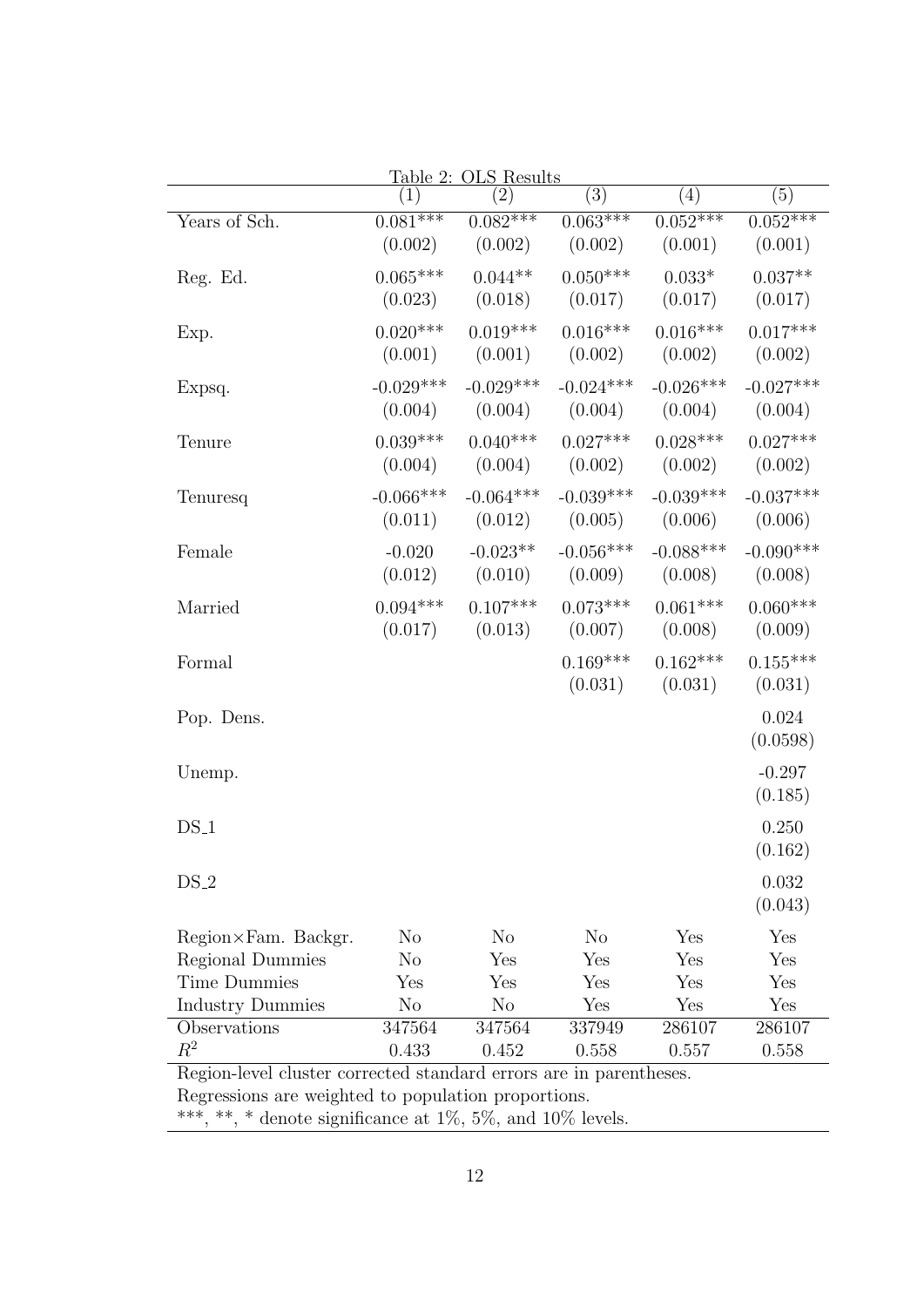Table 2: OLS Results

| | (1) | (2) | (3) | (4) | (5) |
|---|---|---|---|---|---|
| Years of Sch. | 0.081*** | 0.082*** | 0.063*** | 0.052*** | 0.052*** |
| | (0.002) | (0.002) | (0.002) | (0.001) | (0.001) |
| Reg. Ed. | 0.065*** | 0.044** | 0.050*** | 0.033* | 0.037** |
| | (0.023) | (0.018) | (0.017) | (0.017) | (0.017) |
| Exp. | 0.020*** | 0.019*** | 0.016*** | 0.016*** | 0.017*** |
| | (0.001) | (0.001) | (0.002) | (0.002) | (0.002) |
| Expsq. | -0.029*** | -0.029*** | -0.024*** | -0.026*** | -0.027*** |
| | (0.004) | (0.004) | (0.004) | (0.004) | (0.004) |
| Tenure | 0.039*** | 0.040*** | 0.027*** | 0.028*** | 0.027*** |
| | (0.004) | (0.004) | (0.002) | (0.002) | (0.002) |
| Tenuresq | -0.066*** | -0.064*** | -0.039*** | -0.039*** | -0.037*** |
| | (0.011) | (0.012) | (0.005) | (0.006) | (0.006) |
| Female | -0.020 | -0.023** | -0.056*** | -0.088*** | -0.090*** |
| | (0.012) | (0.010) | (0.009) | (0.008) | (0.008) |
| Married | 0.094*** | 0.107*** | 0.073*** | 0.061*** | 0.060*** |
| | (0.017) | (0.013) | (0.007) | (0.008) | (0.009) |
| Formal | | | 0.169*** | 0.162*** | 0.155*** |
| | | | (0.031) | (0.031) | (0.031) |
| Pop. Dens. | | | | | 0.024 |
| | | | | | (0.0598) |
| Unemp. | | | | | -0.297 |
| | | | | | (0.185) |
| DS_1 | | | | | 0.250 |
| | | | | | (0.162) |
| DS_2 | | | | | 0.032 |
| | | | | | (0.043) |
| Region×Fam. Backgr. | No | No | No | Yes | Yes |
| Regional Dummies | No | Yes | Yes | Yes | Yes |
| Time Dummies | Yes | Yes | Yes | Yes | Yes |
| Industry Dummies | No | No | Yes | Yes | Yes |
| Observations | 347564 | 347564 | 337949 | 286107 | 286107 |
| $R^2$ | 0.433 | 0.452 | 0.558 | 0.557 | 0.558 |

Region-level cluster corrected standard errors are in parentheses.
Regressions are weighted to population proportions.
***, **, * denote significance at 1%, 5%, and 10% levels.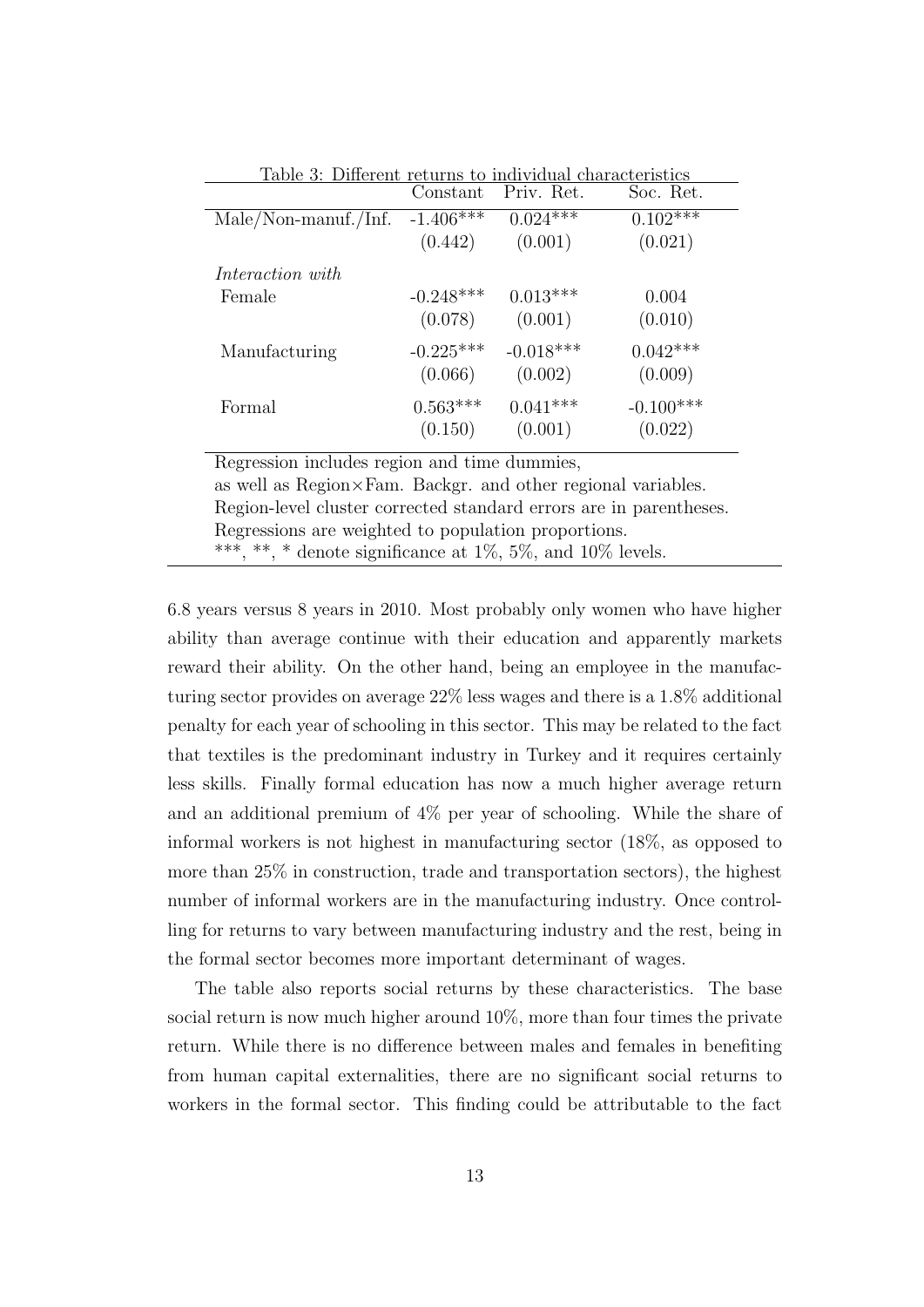Table 3: Different returns to individual characteristics

| | Constant | Priv. Ret. | Soc. Ret. |
|---|---|---|---|
| Male/Non-manuf./Inf. | -1.406*** | 0.024*** | 0.102*** |
| | (0.442) | (0.001) | (0.021) |
| *Interaction with* | | | |
| Female | -0.248*** | 0.013*** | 0.004 |
| | (0.078) | (0.001) | (0.010) |
| Manufacturing | -0.225*** | -0.018*** | 0.042*** |
| | (0.066) | (0.002) | (0.009) |
| Formal | 0.563*** | 0.041*** | -0.100*** |
| | (0.150) | (0.001) | (0.022) |

Regression includes region and time dummies,
as well as Region×Fam. Backgr. and other regional variables.
Region-level cluster corrected standard errors are in parentheses.
Regressions are weighted to population proportions.
***, **, * denote significance at 1%, 5%, and 10% levels.

6.8 years versus 8 years in 2010. Most probably only women who have higher ability than average continue with their education and apparently markets reward their ability. On the other hand, being an employee in the manufacturing sector provides on average 22% less wages and there is a 1.8% additional penalty for each year of schooling in this sector. This may be related to the fact that textiles is the predominant industry in Turkey and it requires certainly less skills. Finally formal education has now a much higher average return and an additional premium of 4% per year of schooling. While the share of informal workers is not highest in manufacturing sector (18%, as opposed to more than 25% in construction, trade and transportation sectors), the highest number of informal workers are in the manufacturing industry. Once controlling for returns to vary between manufacturing industry and the rest, being in the formal sector becomes more important determinant of wages.

The table also reports social returns by these characteristics. The base social return is now much higher around 10%, more than four times the private return. While there is no difference between males and females in benefiting from human capital externalities, there are no significant social returns to workers in the formal sector. This finding could be attributable to the fact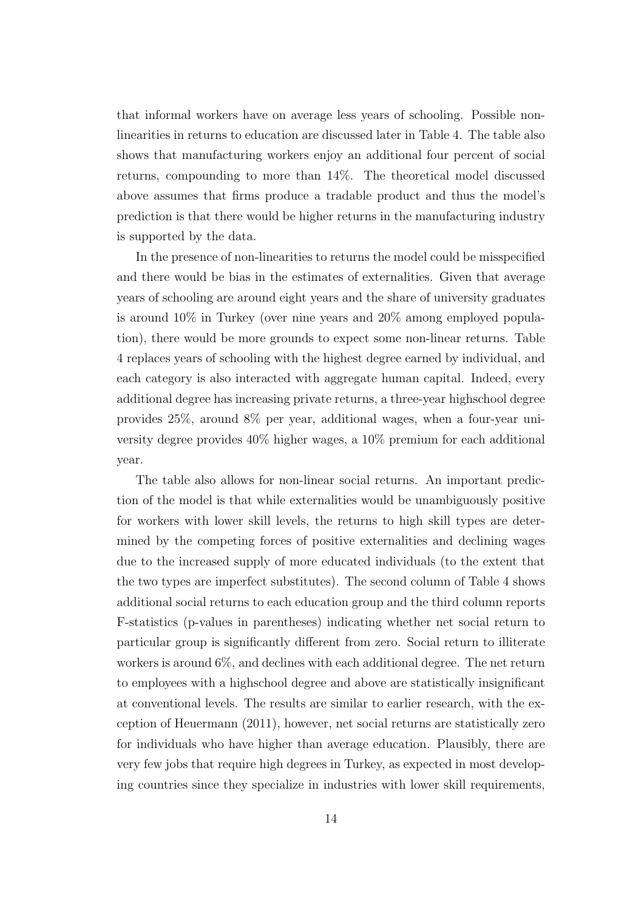that informal workers have on average less years of schooling. Possible non-linearities in returns to education are discussed later in Table 4. The table also shows that manufacturing workers enjoy an additional four percent of social returns, compounding to more than 14%. The theoretical model discussed above assumes that firms produce a tradable product and thus the model's prediction is that there would be higher returns in the manufacturing industry is supported by the data.

In the presence of non-linearities to returns the model could be misspecified and there would be bias in the estimates of externalities. Given that average years of schooling are around eight years and the share of university graduates is around 10% in Turkey (over nine years and 20% among employed population), there would be more grounds to expect some non-linear returns. Table 4 replaces years of schooling with the highest degree earned by individual, and each category is also interacted with aggregate human capital. Indeed, every additional degree has increasing private returns, a three-year highschool degree provides 25%, around 8% per year, additional wages, when a four-year university degree provides 40% higher wages, a 10% premium for each additional year.

The table also allows for non-linear social returns. An important prediction of the model is that while externalities would be unambiguously positive for workers with lower skill levels, the returns to high skill types are determined by the competing forces of positive externalities and declining wages due to the increased supply of more educated individuals (to the extent that the two types are imperfect substitutes). The second column of Table 4 shows additional social returns to each education group and the third column reports F-statistics (p-values in parentheses) indicating whether net social return to particular group is significantly different from zero. Social return to illiterate workers is around 6%, and declines with each additional degree. The net return to employees with a highschool degree and above are statistically insignificant at conventional levels. The results are similar to earlier research, with the exception of Heuermann (2011), however, net social returns are statistically zero for individuals who have higher than average education. Plausibly, there are very few jobs that require high degrees in Turkey, as expected in most developing countries since they specialize in industries with lower skill requirements,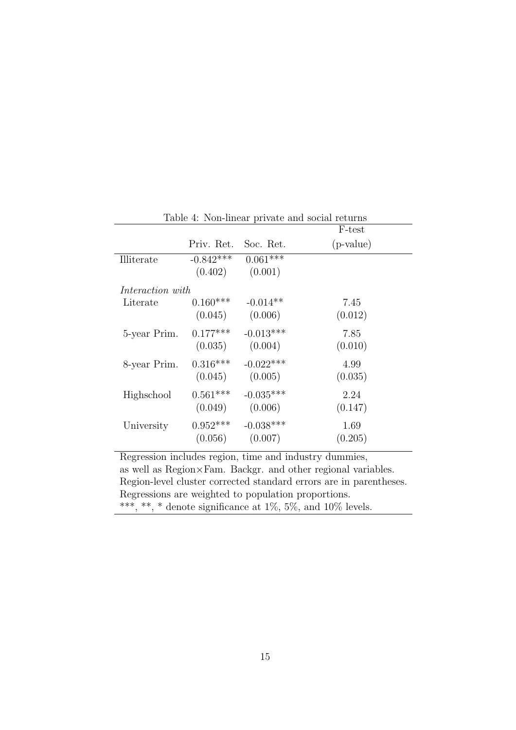Table 4: Non-linear private and social returns

| | Priv. Ret. | Soc. Ret. | F-test (p-value) |
|---|---|---|---|
| Illiterate | -0.842*** | 0.061*** | |
| | (0.402) | (0.001) | |
| *Interaction with* | | | |
| Literate | 0.160*** | -0.014** | 7.45 |
| | (0.045) | (0.006) | (0.012) |
| 5-year Prim. | 0.177*** | -0.013*** | 7.85 |
| | (0.035) | (0.004) | (0.010) |
| 8-year Prim. | 0.316*** | -0.022*** | 4.99 |
| | (0.045) | (0.005) | (0.035) |
| Highschool | 0.561*** | -0.035*** | 2.24 |
| | (0.049) | (0.006) | (0.147) |
| University | 0.952*** | -0.038*** | 1.69 |
| | (0.056) | (0.007) | (0.205) |

Regression includes region, time and industry dummies, as well as Region×Fam. Backgr. and other regional variables. Region-level cluster corrected standard errors are in parentheses. Regressions are weighted to population proportions. ***, **, * denote significance at 1%, 5%, and 10% levels.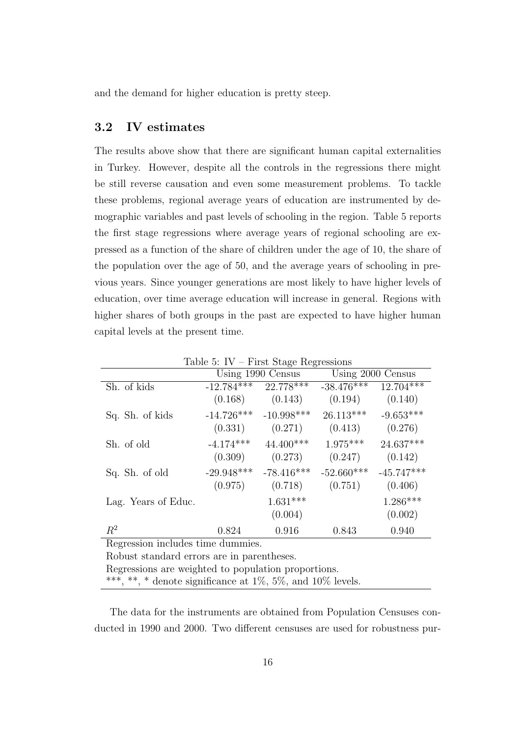and the demand for higher education is pretty steep.

### 3.2 IV estimates

The results above show that there are significant human capital externalities in Turkey. However, despite all the controls in the regressions there might be still reverse causation and even some measurement problems. To tackle these problems, regional average years of education are instrumented by demographic variables and past levels of schooling in the region. Table 5 reports the first stage regressions where average years of regional schooling are expressed as a function of the share of children under the age of 10, the share of the population over the age of 50, and the average years of schooling in previous years. Since younger generations are most likely to have higher levels of education, over time average education will increase in general. Regions with higher shares of both groups in the past are expected to have higher human capital levels at the present time.

Table 5: IV – First Stage Regressions

| | Using 1990 Census | | Using 2000 Census | |
|---|---|---|---|---|
| Sh. of kids | -12.784*** | 22.778*** | -38.476*** | 12.704*** |
| | (0.168) | (0.143) | (0.194) | (0.140) |
| Sq. Sh. of kids | -14.726*** | -10.998*** | 26.113*** | -9.653*** |
| | (0.331) | (0.271) | (0.413) | (0.276) |
| Sh. of old | -4.174*** | 44.400*** | 1.975*** | 24.637*** |
| | (0.309) | (0.273) | (0.247) | (0.142) |
| Sq. Sh. of old | -29.948*** | -78.416*** | -52.660*** | -45.747*** |
| | (0.975) | (0.718) | (0.751) | (0.406) |
| Lag. Years of Educ. | | 1.631*** | | 1.286*** |
| | | (0.004) | | (0.002) |
| $R^2$ | 0.824 | 0.916 | 0.843 | 0.940 |

Regression includes time dummies.
Robust standard errors are in parentheses.
Regressions are weighted to population proportions.
***, **, * denote significance at 1%, 5%, and 10% levels.

The data for the instruments are obtained from Population Censuses conducted in 1990 and 2000. Two different censuses are used for robustness pur-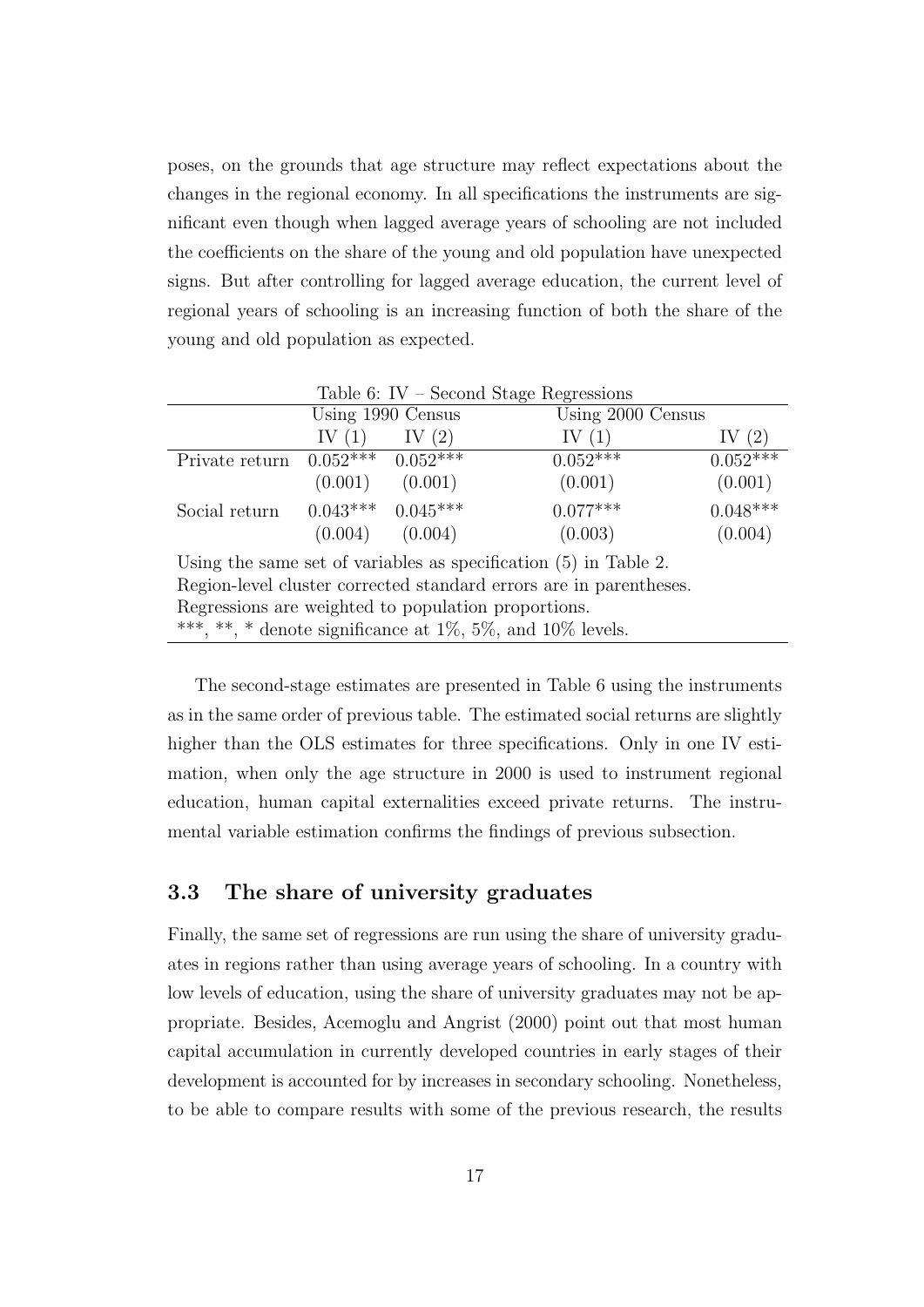poses, on the grounds that age structure may reflect expectations about the changes in the regional economy. In all specifications the instruments are significant even though when lagged average years of schooling are not included the coefficients on the share of the young and old population have unexpected signs. But after controlling for lagged average education, the current level of regional years of schooling is an increasing function of both the share of the young and old population as expected.

Table 6: IV – Second Stage Regressions

| | Using 1990 Census | | Using 2000 Census | |
|---|---|---|---|---|
| | IV (1) | IV (2) | IV (1) | IV (2) |
| Private return | 0.052*** | 0.052*** | 0.052*** | 0.052*** |
| | (0.001) | (0.001) | (0.001) | (0.001) |
| Social return | 0.043*** | 0.045*** | 0.077*** | 0.048*** |
| | (0.004) | (0.004) | (0.003) | (0.004) |

Using the same set of variables as specification (5) in Table 2.
Region-level cluster corrected standard errors are in parentheses.
Regressions are weighted to population proportions.
***, **, * denote significance at 1%, 5%, and 10% levels.

The second-stage estimates are presented in Table 6 using the instruments as in the same order of previous table. The estimated social returns are slightly higher than the OLS estimates for three specifications. Only in one IV estimation, when only the age structure in 2000 is used to instrument regional education, human capital externalities exceed private returns. The instrumental variable estimation confirms the findings of previous subsection.

### 3.3 The share of university graduates

Finally, the same set of regressions are run using the share of university graduates in regions rather than using average years of schooling. In a country with low levels of education, using the share of university graduates may not be appropriate. Besides, Acemoglu and Angrist (2000) point out that most human capital accumulation in currently developed countries in early stages of their development is accounted for by increases in secondary schooling. Nonetheless, to be able to compare results with some of the previous research, the results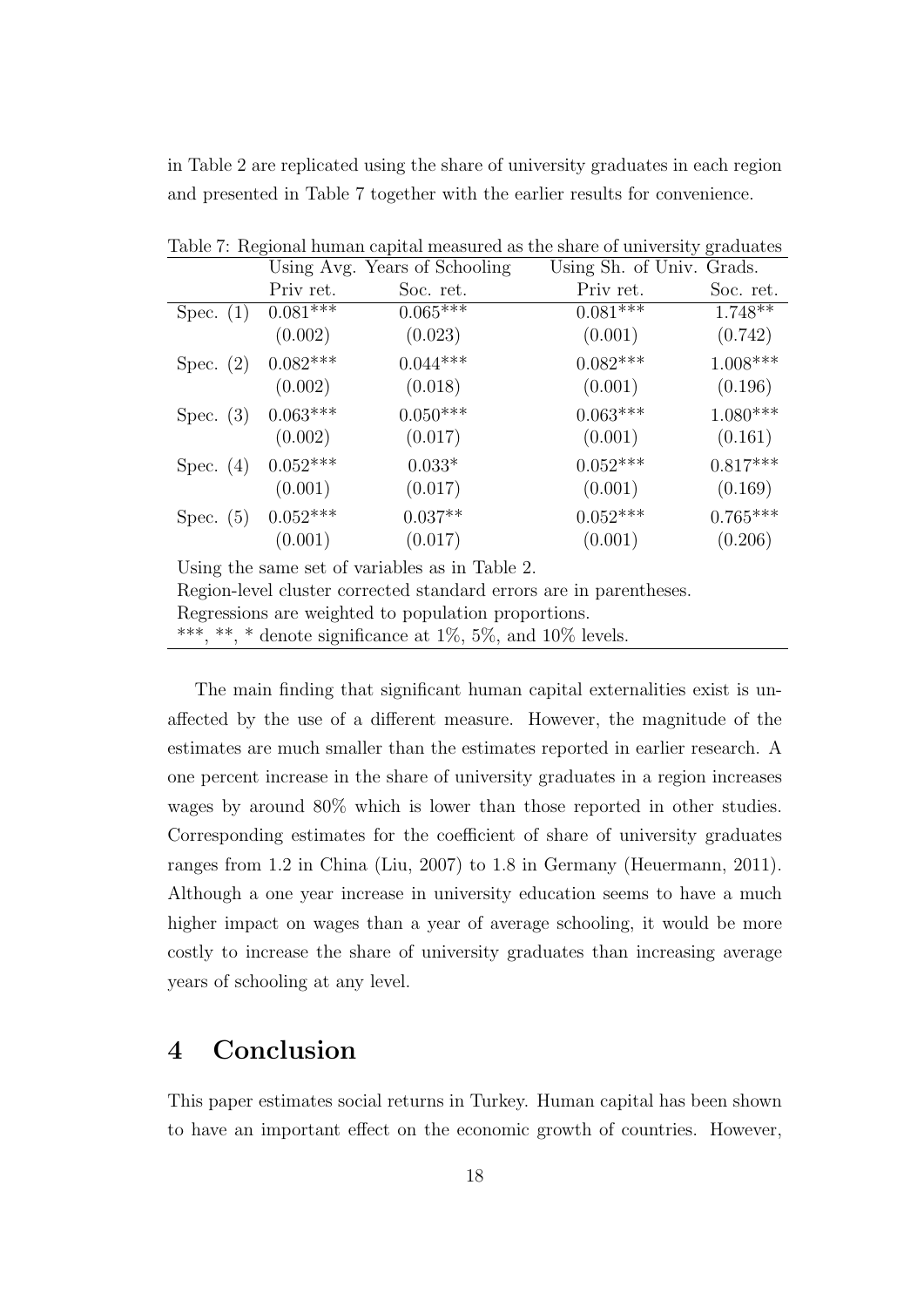in Table 2 are replicated using the share of university graduates in each region and presented in Table 7 together with the earlier results for convenience.

Table 7: Regional human capital measured as the share of university graduates

| | Using Avg. Years of Schooling | | Using Sh. of Univ. Grads. | |
|---|---|---|---|---|
| | Priv ret. | Soc. ret. | Priv ret. | Soc. ret. |
| Spec. (1) | 0.081*** | 0.065*** | 0.081*** | 1.748** |
| | (0.002) | (0.023) | (0.001) | (0.742) |
| Spec. (2) | 0.082*** | 0.044*** | 0.082*** | 1.008*** |
| | (0.002) | (0.018) | (0.001) | (0.196) |
| Spec. (3) | 0.063*** | 0.050*** | 0.063*** | 1.080*** |
| | (0.002) | (0.017) | (0.001) | (0.161) |
| Spec. (4) | 0.052*** | 0.033* | 0.052*** | 0.817*** |
| | (0.001) | (0.017) | (0.001) | (0.169) |
| Spec. (5) | 0.052*** | 0.037** | 0.052*** | 0.765*** |
| | (0.001) | (0.017) | (0.001) | (0.206) |

Using the same set of variables as in Table 2.
Region-level cluster corrected standard errors are in parentheses.
Regressions are weighted to population proportions.
***, **, * denote significance at 1%, 5%, and 10% levels.

The main finding that significant human capital externalities exist is unaffected by the use of a different measure. However, the magnitude of the estimates are much smaller than the estimates reported in earlier research. A one percent increase in the share of university graduates in a region increases wages by around 80% which is lower than those reported in other studies. Corresponding estimates for the coefficient of share of university graduates ranges from 1.2 in China (Liu, 2007) to 1.8 in Germany (Heuermann, 2011). Although a one year increase in university education seems to have a much higher impact on wages than a year of average schooling, it would be more costly to increase the share of university graduates than increasing average years of schooling at any level.

# 4 Conclusion

This paper estimates social returns in Turkey. Human capital has been shown to have an important effect on the economic growth of countries. However,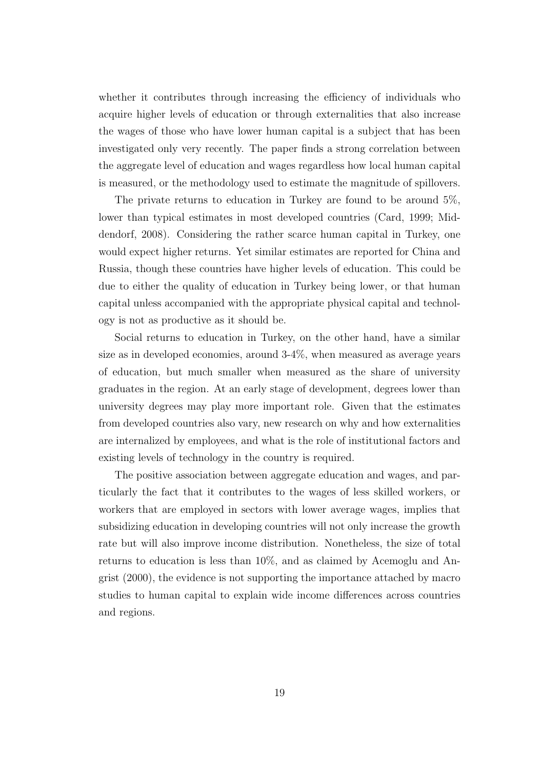whether it contributes through increasing the efficiency of individuals who acquire higher levels of education or through externalities that also increase the wages of those who have lower human capital is a subject that has been investigated only very recently. The paper finds a strong correlation between the aggregate level of education and wages regardless how local human capital is measured, or the methodology used to estimate the magnitude of spillovers.

The private returns to education in Turkey are found to be around 5%, lower than typical estimates in most developed countries (Card, 1999; Middendorf, 2008). Considering the rather scarce human capital in Turkey, one would expect higher returns. Yet similar estimates are reported for China and Russia, though these countries have higher levels of education. This could be due to either the quality of education in Turkey being lower, or that human capital unless accompanied with the appropriate physical capital and technology is not as productive as it should be.

Social returns to education in Turkey, on the other hand, have a similar size as in developed economies, around 3-4%, when measured as average years of education, but much smaller when measured as the share of university graduates in the region. At an early stage of development, degrees lower than university degrees may play more important role. Given that the estimates from developed countries also vary, new research on why and how externalities are internalized by employees, and what is the role of institutional factors and existing levels of technology in the country is required.

The positive association between aggregate education and wages, and particularly the fact that it contributes to the wages of less skilled workers, or workers that are employed in sectors with lower average wages, implies that subsidizing education in developing countries will not only increase the growth rate but will also improve income distribution. Nonetheless, the size of total returns to education is less than 10%, and as claimed by Acemoglu and Angrist (2000), the evidence is not supporting the importance attached by macro studies to human capital to explain wide income differences across countries and regions.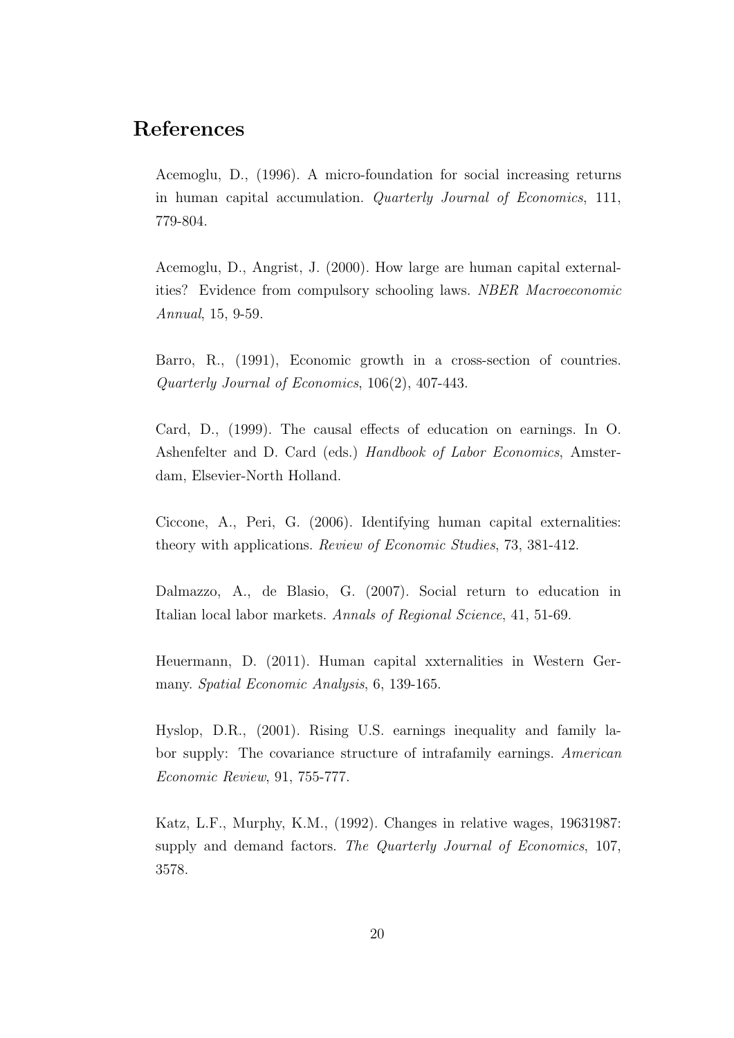# References

Acemoglu, D., (1996). A micro-foundation for social increasing returns in human capital accumulation. *Quarterly Journal of Economics*, 111, 779-804.

Acemoglu, D., Angrist, J. (2000). How large are human capital externalities? Evidence from compulsory schooling laws. *NBER Macroeconomic Annual*, 15, 9-59.

Barro, R., (1991), Economic growth in a cross-section of countries. *Quarterly Journal of Economics*, 106(2), 407-443.

Card, D., (1999). The causal effects of education on earnings. In O. Ashenfelter and D. Card (eds.) *Handbook of Labor Economics*, Amsterdam, Elsevier-North Holland.

Ciccone, A., Peri, G. (2006). Identifying human capital externalities: theory with applications. *Review of Economic Studies*, 73, 381-412.

Dalmazzo, A., de Blasio, G. (2007). Social return to education in Italian local labor markets. *Annals of Regional Science*, 41, 51-69.

Heuermann, D. (2011). Human capital xxternalities in Western Germany. *Spatial Economic Analysis*, 6, 139-165.

Hyslop, D.R., (2001). Rising U.S. earnings inequality and family labor supply: The covariance structure of intrafamily earnings. *American Economic Review*, 91, 755-777.

Katz, L.F., Murphy, K.M., (1992). Changes in relative wages, 19631987: supply and demand factors. *The Quarterly Journal of Economics*, 107, 3578.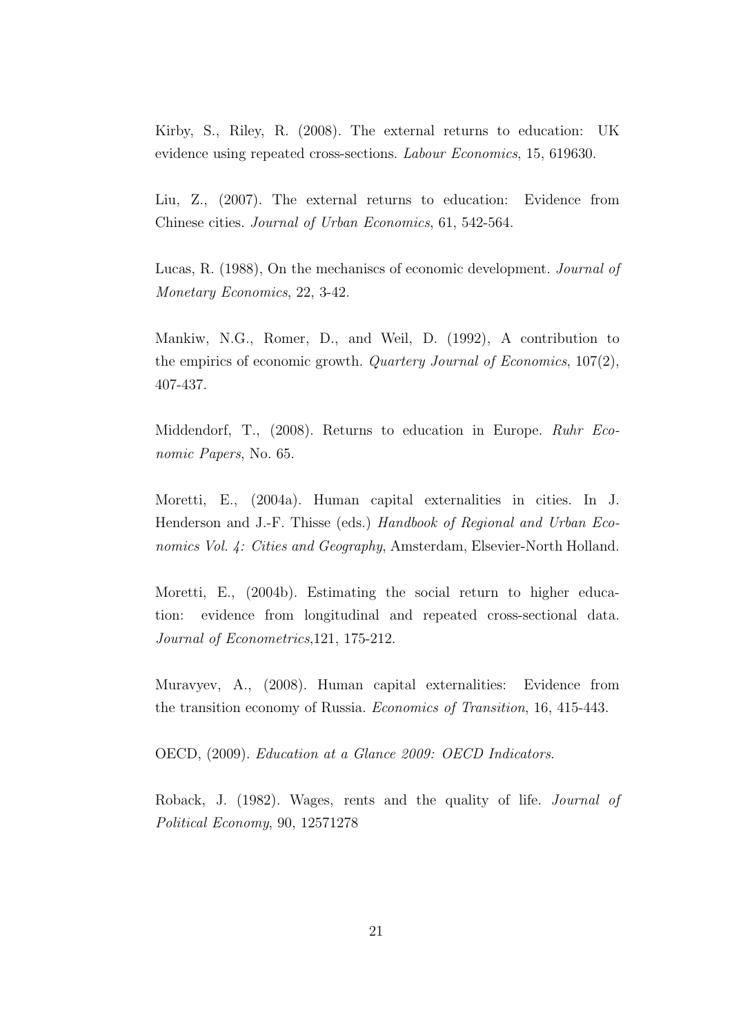Kirby, S., Riley, R. (2008). The external returns to education: UK evidence using repeated cross-sections. *Labour Economics*, 15, 619630.

Liu, Z., (2007). The external returns to education: Evidence from Chinese cities. *Journal of Urban Economics*, 61, 542-564.

Lucas, R. (1988), On the mechaniscs of economic development. *Journal of Monetary Economics*, 22, 3-42.

Mankiw, N.G., Romer, D., and Weil, D. (1992), A contribution to the empirics of economic growth. *Quartery Journal of Economics*, 107(2), 407-437.

Middendorf, T., (2008). Returns to education in Europe. *Ruhr Economic Papers*, No. 65.

Moretti, E., (2004a). Human capital externalities in cities. In J. Henderson and J.-F. Thisse (eds.) *Handbook of Regional and Urban Economics Vol. 4: Cities and Geography*, Amsterdam, Elsevier-North Holland.

Moretti, E., (2004b). Estimating the social return to higher education: evidence from longitudinal and repeated cross-sectional data. *Journal of Econometrics*,121, 175-212.

Muravyev, A., (2008). Human capital externalities: Evidence from the transition economy of Russia. *Economics of Transition*, 16, 415-443.

OECD, (2009). *Education at a Glance 2009: OECD Indicators*.

Roback, J. (1982). Wages, rents and the quality of life. *Journal of Political Economy*, 90, 12571278